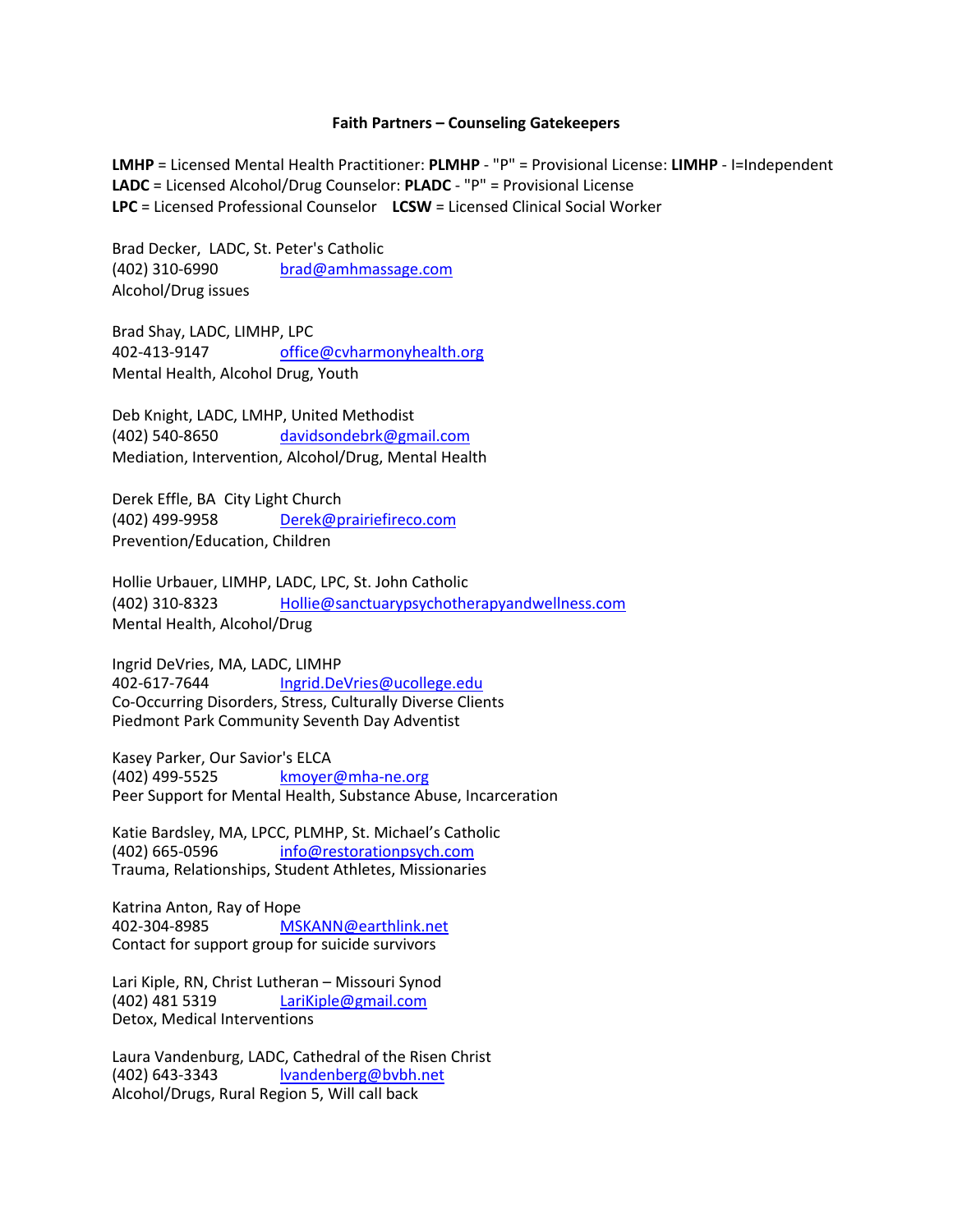**Faith Partners – Counseling Gatekeepers**

**LMHP** = Licensed Mental Health Practitioner: **PLMHP** - "P" = Provisional License: **LIMHP** - I=Independent
**LADC** = Licensed Alcohol/Drug Counselor: **PLADC** - "P" = Provisional License
**LPC** = Licensed Professional Counselor **LCSW** = Licensed Clinical Social Worker

Brad Decker, LADC, St. Peter's Catholic
(402) 310-6990 brad@amhmassage.com
Alcohol/Drug issues

Brad Shay, LADC, LIMHP, LPC
402-413-9147 office@cvharmonyhealth.org
Mental Health, Alcohol Drug, Youth

Deb Knight, LADC, LMHP, United Methodist
(402) 540-8650 davidsondebrk@gmail.com
Mediation, Intervention, Alcohol/Drug, Mental Health

Derek Effle, BA City Light Church
(402) 499-9958 Derek@prairiefireco.com
Prevention/Education, Children

Hollie Urbauer, LIMHP, LADC, LPC, St. John Catholic
(402) 310-8323 Hollie@sanctuarypsychotherapyandwellness.com
Mental Health, Alcohol/Drug

Ingrid DeVries, MA, LADC, LIMHP
402-617-7644 Ingrid.DeVries@ucollege.edu
Co-Occurring Disorders, Stress, Culturally Diverse Clients
Piedmont Park Community Seventh Day Adventist

Kasey Parker, Our Savior's ELCA
(402) 499-5525 kmoyer@mha-ne.org
Peer Support for Mental Health, Substance Abuse, Incarceration

Katie Bardsley, MA, LPCC, PLMHP, St. Michael's Catholic
(402) 665-0596 info@restorationpsych.com
Trauma, Relationships, Student Athletes, Missionaries

Katrina Anton, Ray of Hope
402-304-8985 MSKANN@earthlink.net
Contact for support group for suicide survivors

Lari Kiple, RN, Christ Lutheran – Missouri Synod
(402) 481 5319 LariKiple@gmail.com
Detox, Medical Interventions

Laura Vandenburg, LADC, Cathedral of the Risen Christ
(402) 643-3343 lvandenberg@bvbh.net
Alcohol/Drugs, Rural Region 5, Will call back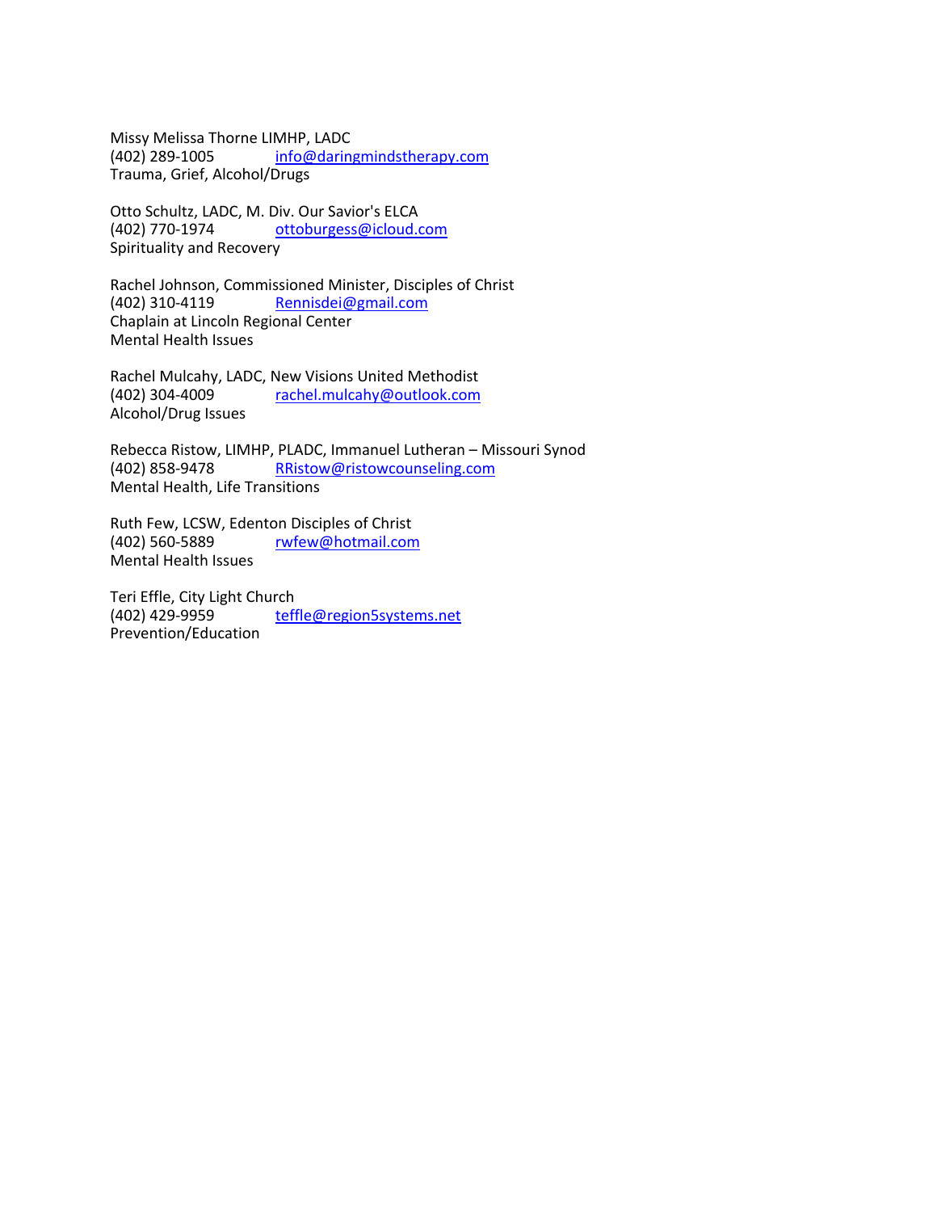Missy Melissa Thorne LIMHP, LADC
(402) 289-1005 info@daringmindstherapy.com
Trauma, Grief, Alcohol/Drugs

Otto Schultz, LADC, M. Div. Our Savior's ELCA
(402) 770-1974 ottoburgess@icloud.com
Spirituality and Recovery

Rachel Johnson, Commissioned Minister, Disciples of Christ
(402) 310-4119 Rennisdei@gmail.com
Chaplain at Lincoln Regional Center
Mental Health Issues

Rachel Mulcahy, LADC, New Visions United Methodist
(402) 304-4009 rachel.mulcahy@outlook.com
Alcohol/Drug Issues

Rebecca Ristow, LIMHP, PLADC, Immanuel Lutheran – Missouri Synod
(402) 858-9478 RRistow@ristowcounseling.com
Mental Health, Life Transitions

Ruth Few, LCSW, Edenton Disciples of Christ
(402) 560-5889 rwfew@hotmail.com
Mental Health Issues

Teri Effle, City Light Church
(402) 429-9959 teffle@region5systems.net
Prevention/Education